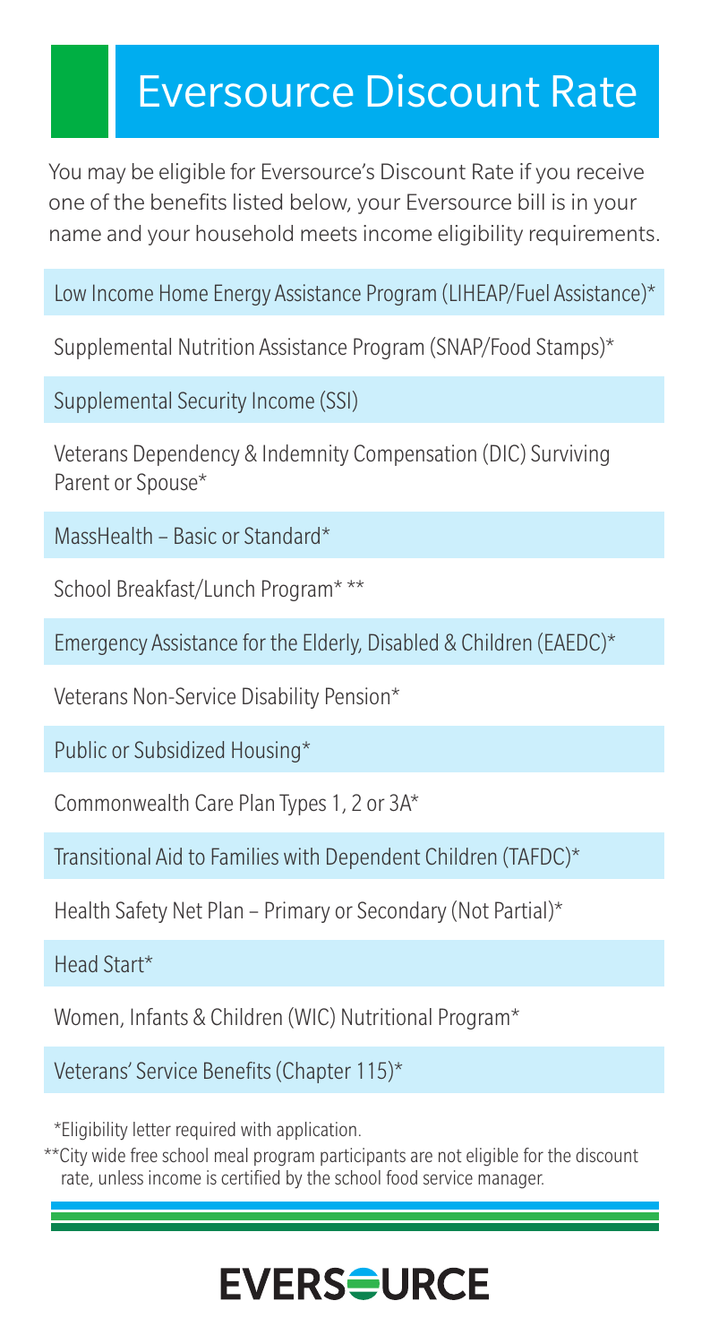# Eversource Discount Rate

You may be eligible for Eversource's Discount Rate if you receive one of the benefits listed below, your Eversource bill is in your name and your household meets income eligibility requirements.

- Low Income Home Energy Assistance Program (LIHEAP/Fuel Assistance)*
- Supplemental Nutrition Assistance Program (SNAP/Food Stamps)*
- Supplemental Security Income (SSI)
- Veterans Dependency & Indemnity Compensation (DIC) Surviving Parent or Spouse*
- MassHealth – Basic or Standard*
- School Breakfast/Lunch Program* **
- Emergency Assistance for the Elderly, Disabled & Children (EAEDC)*
- Veterans Non-Service Disability Pension*
- Public or Subsidized Housing*
- Commonwealth Care Plan Types 1, 2 or 3A*
- Transitional Aid to Families with Dependent Children (TAFDC)*
- Health Safety Net Plan – Primary or Secondary (Not Partial)*
- Head Start*
- Women, Infants & Children (WIC) Nutritional Program*
- Veterans' Service Benefits (Chapter 115)*

*Eligibility letter required with application.

**City wide free school meal program participants are not eligible for the discount rate, unless income is certified by the school food service manager.

**EVERSOURCE**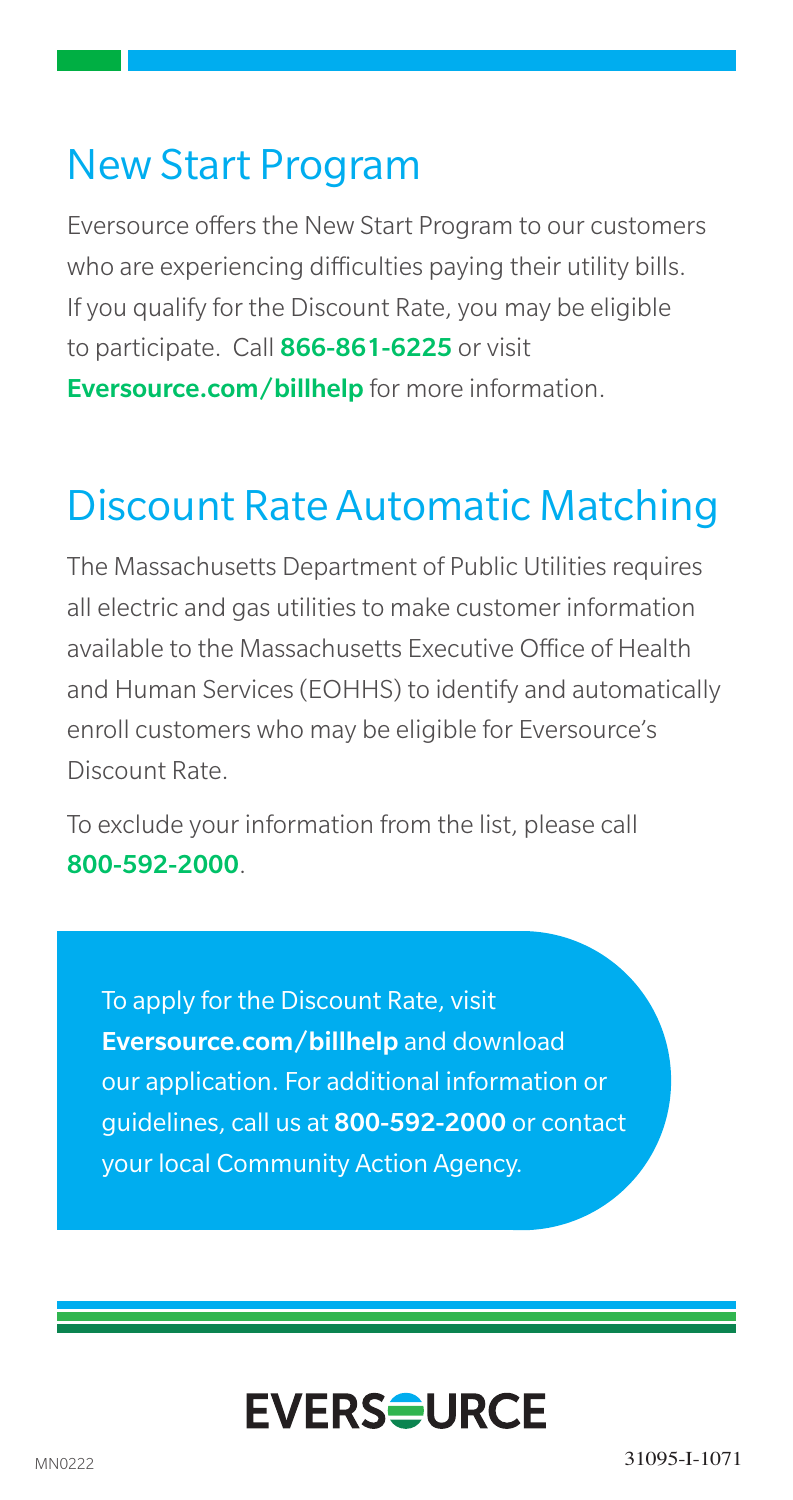## New Start Program

Eversource offers the New Start Program to our customers who are experiencing difficulties paying their utility bills. If you qualify for the Discount Rate, you may be eligible to participate. Call **866-861-6225** or visit **Eversource.com/billhelp** for more information.

## Discount Rate Automatic Matching

The Massachusetts Department of Public Utilities requires all electric and gas utilities to make customer information available to the Massachusetts Executive Office of Health and Human Services (EOHHS) to identify and automatically enroll customers who may be eligible for Eversource's Discount Rate.

To exclude your information from the list, please call **800-592-2000**.

To apply for the Discount Rate, visit **Eversource.com/billhelp** and download our application. For additional information or guidelines, call us at **800-592-2000** or contact your local Community Action Agency.

EVERSOURCE

MN0222

31095-I-1071